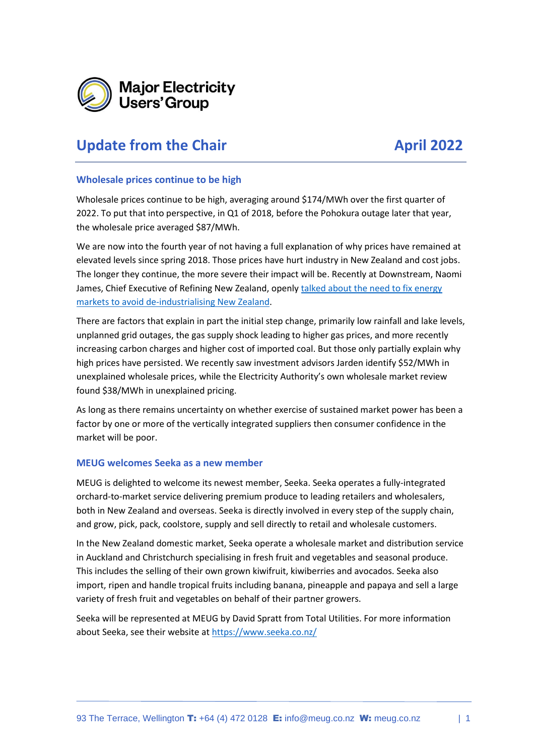Major Electricity Users' Group

# Update from the Chair — April 2022

## Wholesale prices continue to be high

Wholesale prices continue to be high, averaging around $174/MWh over the first quarter of 2022. To put that into perspective, in Q1 of 2018, before the Pohokura outage later that year, the wholesale price averaged $87/MWh.

We are now into the fourth year of not having a full explanation of why prices have remained at elevated levels since spring 2018. Those prices have hurt industry in New Zealand and cost jobs. The longer they continue, the more severe their impact will be. Recently at Downstream, Naomi James, Chief Executive of Refining New Zealand, openly talked about the need to fix energy markets to avoid de-industrialising New Zealand.

There are factors that explain in part the initial step change, primarily low rainfall and lake levels, unplanned grid outages, the gas supply shock leading to higher gas prices, and more recently increasing carbon charges and higher cost of imported coal. But those only partially explain why high prices have persisted. We recently saw investment advisors Jarden identify $52/MWh in unexplained wholesale prices, while the Electricity Authority's own wholesale market review found $38/MWh in unexplained pricing.

As long as there remains uncertainty on whether exercise of sustained market power has been a factor by one or more of the vertically integrated suppliers then consumer confidence in the market will be poor.

## MEUG welcomes Seeka as a new member

MEUG is delighted to welcome its newest member, Seeka. Seeka operates a fully-integrated orchard-to-market service delivering premium produce to leading retailers and wholesalers, both in New Zealand and overseas. Seeka is directly involved in every step of the supply chain, and grow, pick, pack, coolstore, supply and sell directly to retail and wholesale customers.

In the New Zealand domestic market, Seeka operate a wholesale market and distribution service in Auckland and Christchurch specialising in fresh fruit and vegetables and seasonal produce. This includes the selling of their own grown kiwifruit, kiwiberries and avocados. Seeka also import, ripen and handle tropical fruits including banana, pineapple and papaya and sell a large variety of fresh fruit and vegetables on behalf of their partner growers.

Seeka will be represented at MEUG by David Spratt from Total Utilities. For more information about Seeka, see their website at https://www.seeka.co.nz/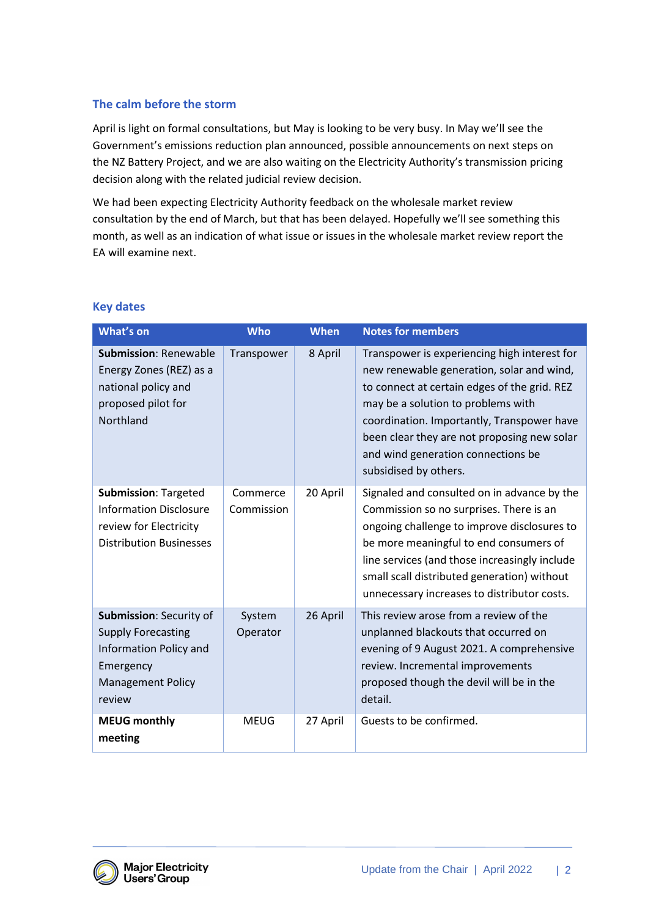## The calm before the storm

April is light on formal consultations, but May is looking to be very busy. In May we'll see the Government's emissions reduction plan announced, possible announcements on next steps on the NZ Battery Project, and we are also waiting on the Electricity Authority's transmission pricing decision along with the related judicial review decision.

We had been expecting Electricity Authority feedback on the wholesale market review consultation by the end of March, but that has been delayed. Hopefully we'll see something this month, as well as an indication of what issue or issues in the wholesale market review report the EA will examine next.

## Key dates

| What's on | Who | When | Notes for members |
|---|---|---|---|
| **Submission**: Renewable Energy Zones (REZ) as a national policy and proposed pilot for Northland | Transpower | 8 April | Transpower is experiencing high interest for new renewable generation, solar and wind, to connect at certain edges of the grid. REZ may be a solution to problems with coordination. Importantly, Transpower have been clear they are not proposing new solar and wind generation connections be subsidised by others. |
| **Submission**: Targeted Information Disclosure review for Electricity Distribution Businesses | Commerce Commission | 20 April | Signaled and consulted on in advance by the Commission so no surprises. There is an ongoing challenge to improve disclosures to be more meaningful to end consumers of line services (and those increasingly include small scall distributed generation) without unnecessary increases to distributor costs. |
| **Submission**: Security of Supply Forecasting Information Policy and Emergency Management Policy review | System Operator | 26 April | This review arose from a review of the unplanned blackouts that occurred on evening of 9 August 2021. A comprehensive review. Incremental improvements proposed though the devil will be in the detail. |
| **MEUG monthly meeting** | MEUG | 27 April | Guests to be confirmed. |